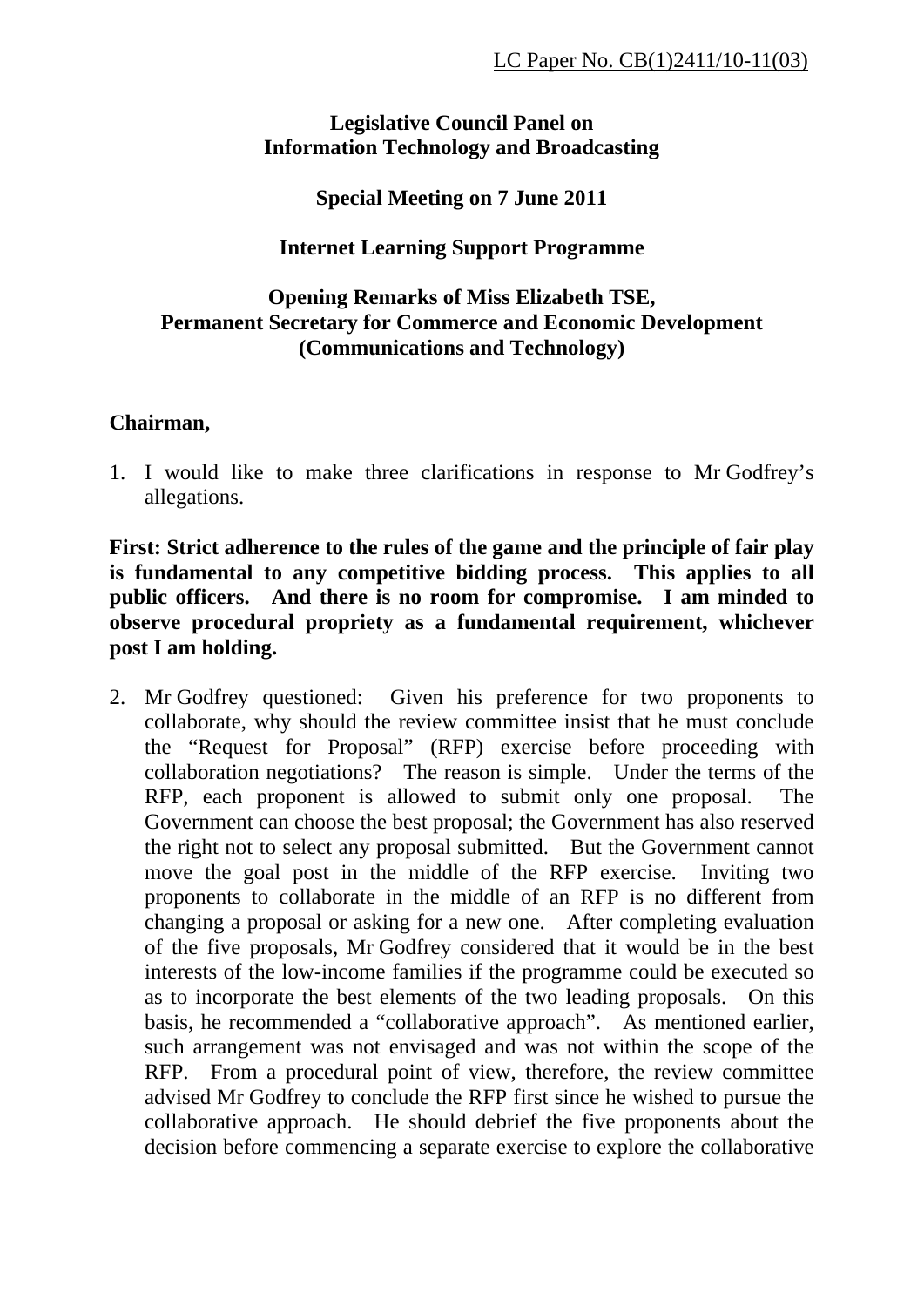LC Paper No. CB(1)2411/10-11(03)

**Legislative Council Panel on Information Technology and Broadcasting**

**Special Meeting on 7 June 2011**

**Internet Learning Support Programme**

**Opening Remarks of Miss Elizabeth TSE, Permanent Secretary for Commerce and Economic Development (Communications and Technology)**

**Chairman,**

1. I would like to make three clarifications in response to Mr Godfrey's allegations.

**First: Strict adherence to the rules of the game and the principle of fair play is fundamental to any competitive bidding process. This applies to all public officers. And there is no room for compromise. I am minded to observe procedural propriety as a fundamental requirement, whichever post I am holding.**

2. Mr Godfrey questioned: Given his preference for two proponents to collaborate, why should the review committee insist that he must conclude the "Request for Proposal" (RFP) exercise before proceeding with collaboration negotiations? The reason is simple. Under the terms of the RFP, each proponent is allowed to submit only one proposal. The Government can choose the best proposal; the Government has also reserved the right not to select any proposal submitted. But the Government cannot move the goal post in the middle of the RFP exercise. Inviting two proponents to collaborate in the middle of an RFP is no different from changing a proposal or asking for a new one. After completing evaluation of the five proposals, Mr Godfrey considered that it would be in the best interests of the low-income families if the programme could be executed so as to incorporate the best elements of the two leading proposals. On this basis, he recommended a "collaborative approach". As mentioned earlier, such arrangement was not envisaged and was not within the scope of the RFP. From a procedural point of view, therefore, the review committee advised Mr Godfrey to conclude the RFP first since he wished to pursue the collaborative approach. He should debrief the five proponents about the decision before commencing a separate exercise to explore the collaborative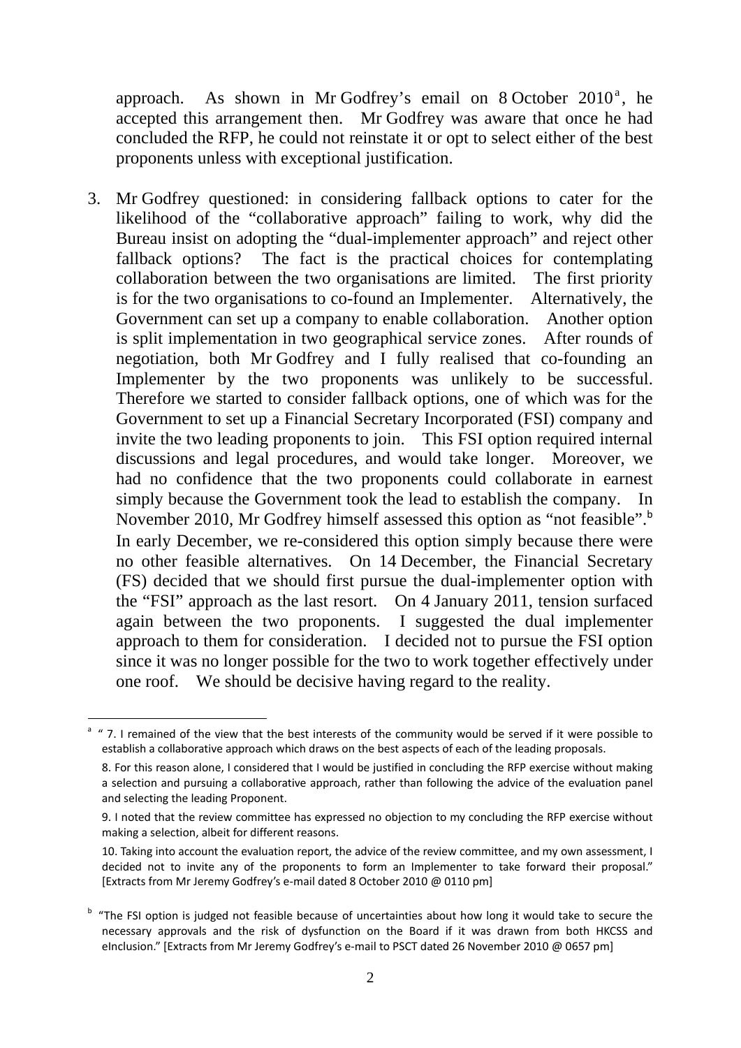approach. As shown in Mr Godfrey's email on 8 October 2010[a], he accepted this arrangement then. Mr Godfrey was aware that once he had concluded the RFP, he could not reinstate it or opt to select either of the best proponents unless with exceptional justification.

3. Mr Godfrey questioned: in considering fallback options to cater for the likelihood of the "collaborative approach" failing to work, why did the Bureau insist on adopting the "dual-implementer approach" and reject other fallback options? The fact is the practical choices for contemplating collaboration between the two organisations are limited. The first priority is for the two organisations to co-found an Implementer. Alternatively, the Government can set up a company to enable collaboration. Another option is split implementation in two geographical service zones. After rounds of negotiation, both Mr Godfrey and I fully realised that co-founding an Implementer by the two proponents was unlikely to be successful. Therefore we started to consider fallback options, one of which was for the Government to set up a Financial Secretary Incorporated (FSI) company and invite the two leading proponents to join. This FSI option required internal discussions and legal procedures, and would take longer. Moreover, we had no confidence that the two proponents could collaborate in earnest simply because the Government took the lead to establish the company. In November 2010, Mr Godfrey himself assessed this option as "not feasible".[b] In early December, we re-considered this option simply because there were no other feasible alternatives. On 14 December, the Financial Secretary (FS) decided that we should first pursue the dual-implementer option with the "FSI" approach as the last resort. On 4 January 2011, tension surfaced again between the two proponents. I suggested the dual implementer approach to them for consideration. I decided not to pursue the FSI option since it was no longer possible for the two to work together effectively under one roof. We should be decisive having regard to the reality.

---

[a] " 7. I remained of the view that the best interests of the community would be served if it were possible to establish a collaborative approach which draws on the best aspects of each of the leading proposals.

8. For this reason alone, I considered that I would be justified in concluding the RFP exercise without making a selection and pursuing a collaborative approach, rather than following the advice of the evaluation panel and selecting the leading Proponent.

9. I noted that the review committee has expressed no objection to my concluding the RFP exercise without making a selection, albeit for different reasons.

10. Taking into account the evaluation report, the advice of the review committee, and my own assessment, I decided not to invite any of the proponents to form an Implementer to take forward their proposal." [Extracts from Mr Jeremy Godfrey's e-mail dated 8 October 2010 @ 0110 pm]

[b] "The FSI option is judged not feasible because of uncertainties about how long it would take to secure the necessary approvals and the risk of dysfunction on the Board if it was drawn from both HKCSS and eInclusion." [Extracts from Mr Jeremy Godfrey's e-mail to PSCT dated 26 November 2010 @ 0657 pm]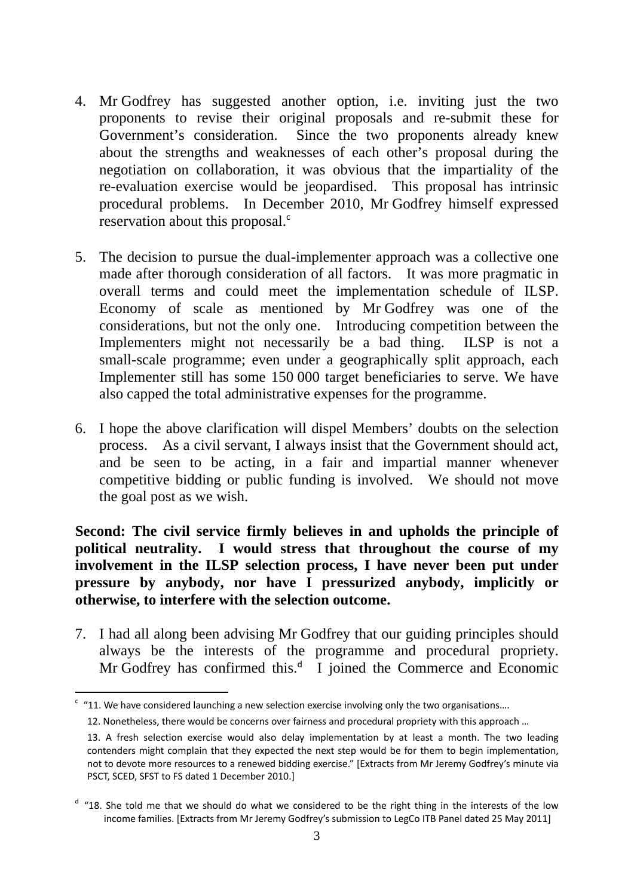4. Mr Godfrey has suggested another option, i.e. inviting just the two proponents to revise their original proposals and re-submit these for Government's consideration. Since the two proponents already knew about the strengths and weaknesses of each other's proposal during the negotiation on collaboration, it was obvious that the impartiality of the re-evaluation exercise would be jeopardised. This proposal has intrinsic procedural problems. In December 2010, Mr Godfrey himself expressed reservation about this proposal.[c]

5. The decision to pursue the dual-implementer approach was a collective one made after thorough consideration of all factors. It was more pragmatic in overall terms and could meet the implementation schedule of ILSP. Economy of scale as mentioned by Mr Godfrey was one of the considerations, but not the only one. Introducing competition between the Implementers might not necessarily be a bad thing. ILSP is not a small-scale programme; even under a geographically split approach, each Implementer still has some 150 000 target beneficiaries to serve. We have also capped the total administrative expenses for the programme.

6. I hope the above clarification will dispel Members' doubts on the selection process. As a civil servant, I always insist that the Government should act, and be seen to be acting, in a fair and impartial manner whenever competitive bidding or public funding is involved. We should not move the goal post as we wish.

**Second: The civil service firmly believes in and upholds the principle of political neutrality. I would stress that throughout the course of my involvement in the ILSP selection process, I have never been put under pressure by anybody, nor have I pressurized anybody, implicitly or otherwise, to interfere with the selection outcome.**

7. I had all along been advising Mr Godfrey that our guiding principles should always be the interests of the programme and procedural propriety. Mr Godfrey has confirmed this.[d] I joined the Commerce and Economic

---

[c] "11. We have considered launching a new selection exercise involving only the two organisations….

12. Nonetheless, there would be concerns over fairness and procedural propriety with this approach …

13. A fresh selection exercise would also delay implementation by at least a month. The two leading contenders might complain that they expected the next step would be for them to begin implementation, not to devote more resources to a renewed bidding exercise." [Extracts from Mr Jeremy Godfrey's minute via PSCT, SCED, SFST to FS dated 1 December 2010.]

[d] "18. She told me that we should do what we considered to be the right thing in the interests of the low income families. [Extracts from Mr Jeremy Godfrey's submission to LegCo ITB Panel dated 25 May 2011]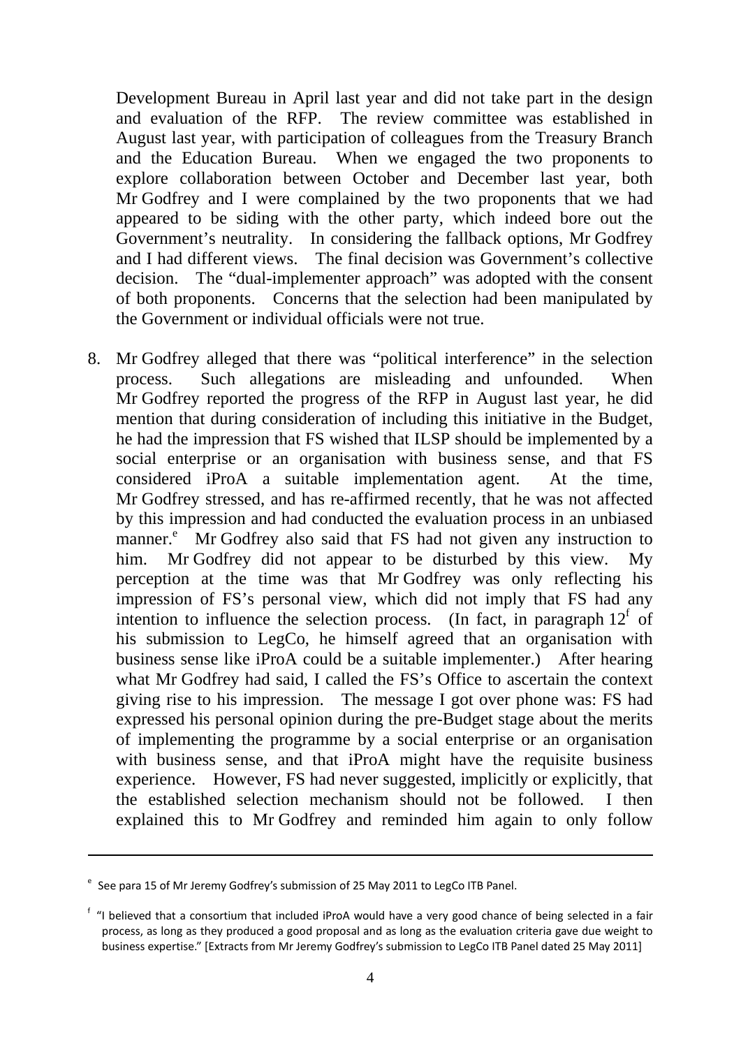Development Bureau in April last year and did not take part in the design and evaluation of the RFP. The review committee was established in August last year, with participation of colleagues from the Treasury Branch and the Education Bureau. When we engaged the two proponents to explore collaboration between October and December last year, both Mr Godfrey and I were complained by the two proponents that we had appeared to be siding with the other party, which indeed bore out the Government's neutrality. In considering the fallback options, Mr Godfrey and I had different views. The final decision was Government's collective decision. The "dual-implementer approach" was adopted with the consent of both proponents. Concerns that the selection had been manipulated by the Government or individual officials were not true.

8. Mr Godfrey alleged that there was "political interference" in the selection process. Such allegations are misleading and unfounded. When Mr Godfrey reported the progress of the RFP in August last year, he did mention that during consideration of including this initiative in the Budget, he had the impression that FS wished that ILSP should be implemented by a social enterprise or an organisation with business sense, and that FS considered iProA a suitable implementation agent. At the time, Mr Godfrey stressed, and has re-affirmed recently, that he was not affected by this impression and had conducted the evaluation process in an unbiased manner.[e] Mr Godfrey also said that FS had not given any instruction to him. Mr Godfrey did not appear to be disturbed by this view. My perception at the time was that Mr Godfrey was only reflecting his impression of FS's personal view, which did not imply that FS had any intention to influence the selection process. (In fact, in paragraph 12[f] of his submission to LegCo, he himself agreed that an organisation with business sense like iProA could be a suitable implementer.) After hearing what Mr Godfrey had said, I called the FS's Office to ascertain the context giving rise to his impression. The message I got over phone was: FS had expressed his personal opinion during the pre-Budget stage about the merits of implementing the programme by a social enterprise or an organisation with business sense, and that iProA might have the requisite business experience. However, FS had never suggested, implicitly or explicitly, that the established selection mechanism should not be followed. I then explained this to Mr Godfrey and reminded him again to only follow

---

[e] See para 15 of Mr Jeremy Godfrey's submission of 25 May 2011 to LegCo ITB Panel.

[f] "I believed that a consortium that included iProA would have a very good chance of being selected in a fair process, as long as they produced a good proposal and as long as the evaluation criteria gave due weight to business expertise." [Extracts from Mr Jeremy Godfrey's submission to LegCo ITB Panel dated 25 May 2011]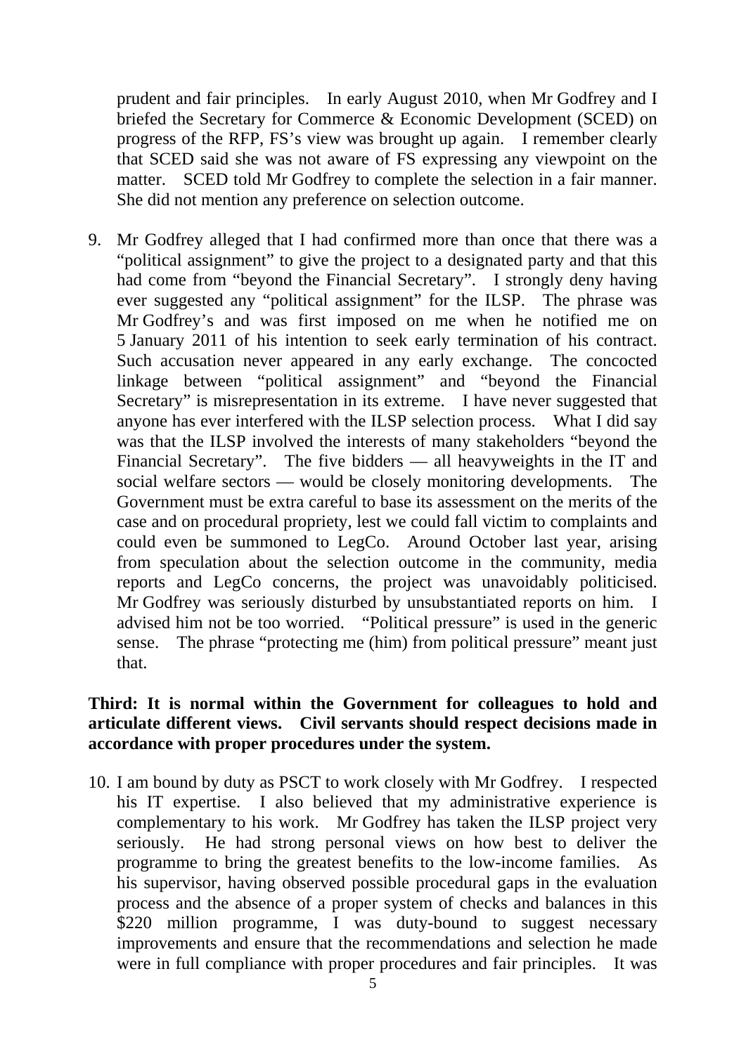prudent and fair principles. In early August 2010, when Mr Godfrey and I briefed the Secretary for Commerce & Economic Development (SCED) on progress of the RFP, FS's view was brought up again. I remember clearly that SCED said she was not aware of FS expressing any viewpoint on the matter. SCED told Mr Godfrey to complete the selection in a fair manner. She did not mention any preference on selection outcome.

9. Mr Godfrey alleged that I had confirmed more than once that there was a "political assignment" to give the project to a designated party and that this had come from "beyond the Financial Secretary". I strongly deny having ever suggested any "political assignment" for the ILSP. The phrase was Mr Godfrey's and was first imposed on me when he notified me on 5 January 2011 of his intention to seek early termination of his contract. Such accusation never appeared in any early exchange. The concocted linkage between "political assignment" and "beyond the Financial Secretary" is misrepresentation in its extreme. I have never suggested that anyone has ever interfered with the ILSP selection process. What I did say was that the ILSP involved the interests of many stakeholders "beyond the Financial Secretary". The five bidders — all heavyweights in the IT and social welfare sectors — would be closely monitoring developments. The Government must be extra careful to base its assessment on the merits of the case and on procedural propriety, lest we could fall victim to complaints and could even be summoned to LegCo. Around October last year, arising from speculation about the selection outcome in the community, media reports and LegCo concerns, the project was unavoidably politicised. Mr Godfrey was seriously disturbed by unsubstantiated reports on him. I advised him not be too worried. "Political pressure" is used in the generic sense. The phrase "protecting me (him) from political pressure" meant just that.

**Third: It is normal within the Government for colleagues to hold and articulate different views. Civil servants should respect decisions made in accordance with proper procedures under the system.**

10. I am bound by duty as PSCT to work closely with Mr Godfrey. I respected his IT expertise. I also believed that my administrative experience is complementary to his work. Mr Godfrey has taken the ILSP project very seriously. He had strong personal views on how best to deliver the programme to bring the greatest benefits to the low-income families. As his supervisor, having observed possible procedural gaps in the evaluation process and the absence of a proper system of checks and balances in this \$220 million programme, I was duty-bound to suggest necessary improvements and ensure that the recommendations and selection he made were in full compliance with proper procedures and fair principles. It was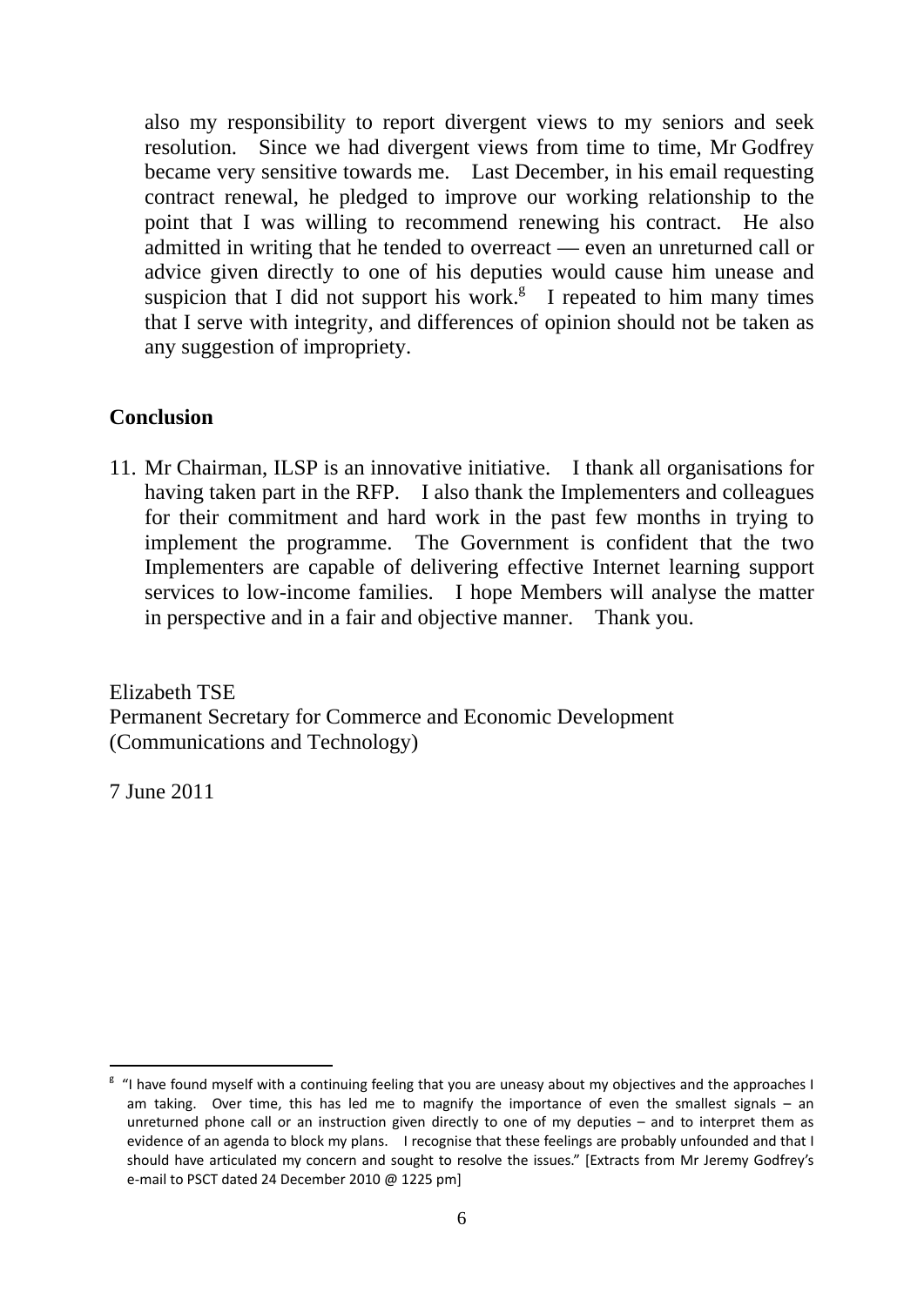also my responsibility to report divergent views to my seniors and seek resolution. Since we had divergent views from time to time, Mr Godfrey became very sensitive towards me. Last December, in his email requesting contract renewal, he pledged to improve our working relationship to the point that I was willing to recommend renewing his contract. He also admitted in writing that he tended to overreact — even an unreturned call or advice given directly to one of his deputies would cause him unease and suspicion that I did not support his work.[g] I repeated to him many times that I serve with integrity, and differences of opinion should not be taken as any suggestion of impropriety.

**Conclusion**

11. Mr Chairman, ILSP is an innovative initiative. I thank all organisations for having taken part in the RFP. I also thank the Implementers and colleagues for their commitment and hard work in the past few months in trying to implement the programme. The Government is confident that the two Implementers are capable of delivering effective Internet learning support services to low-income families. I hope Members will analyse the matter in perspective and in a fair and objective manner. Thank you.

Elizabeth TSE
Permanent Secretary for Commerce and Economic Development
(Communications and Technology)

7 June 2011

---

[g] "I have found myself with a continuing feeling that you are uneasy about my objectives and the approaches I am taking. Over time, this has led me to magnify the importance of even the smallest signals – an unreturned phone call or an instruction given directly to one of my deputies – and to interpret them as evidence of an agenda to block my plans. I recognise that these feelings are probably unfounded and that I should have articulated my concern and sought to resolve the issues." [Extracts from Mr Jeremy Godfrey's e-mail to PSCT dated 24 December 2010 @ 1225 pm]